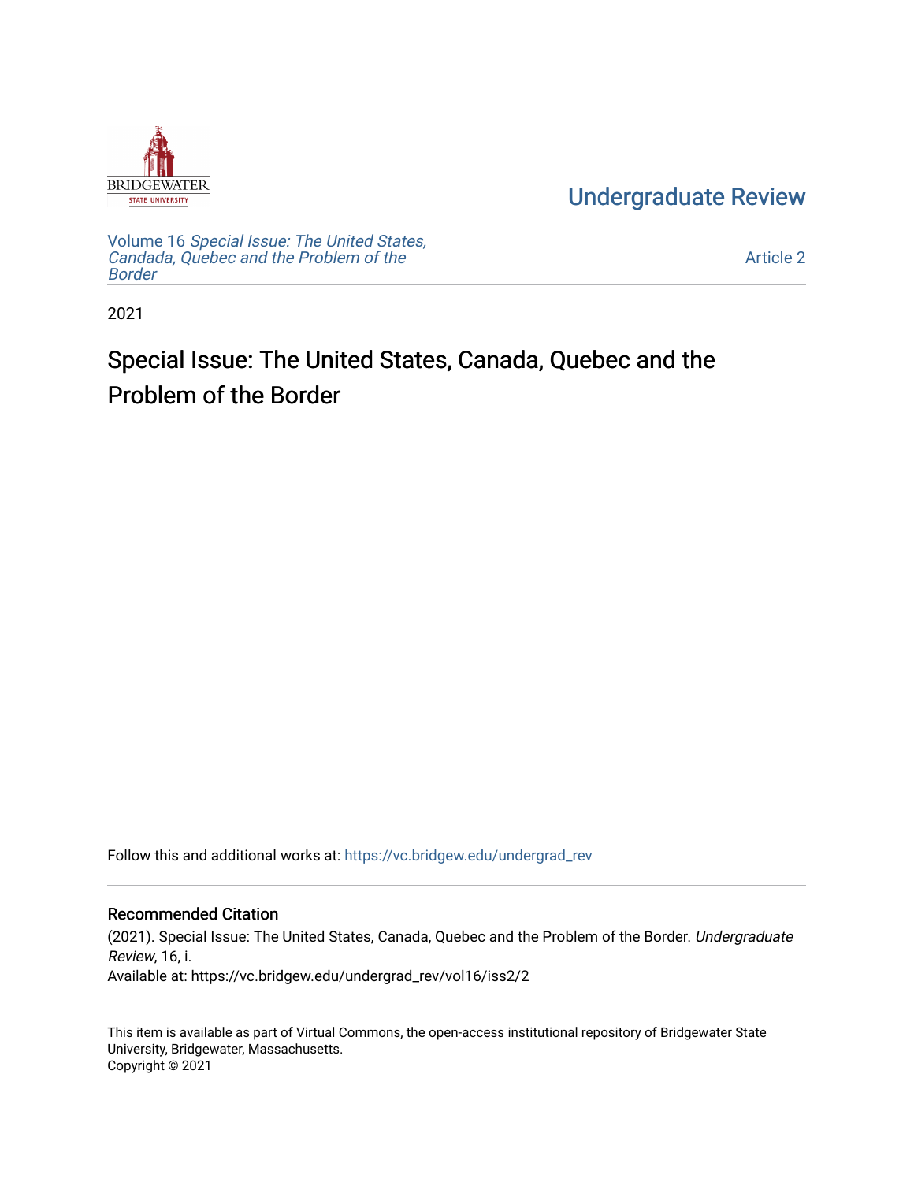Undergraduate Review

Volume 16 *Special Issue: The United States, Candada, Quebec and the Problem of the Border*

Article 2

2021

# Special Issue: The United States, Canada, Quebec and the Problem of the Border

Follow this and additional works at: https://vc.bridgew.edu/undergrad_rev

## Recommended Citation

(2021). Special Issue: The United States, Canada, Quebec and the Problem of the Border. *Undergraduate Review*, 16, i.
Available at: https://vc.bridgew.edu/undergrad_rev/vol16/iss2/2

This item is available as part of Virtual Commons, the open-access institutional repository of Bridgewater State University, Bridgewater, Massachusetts.
Copyright © 2021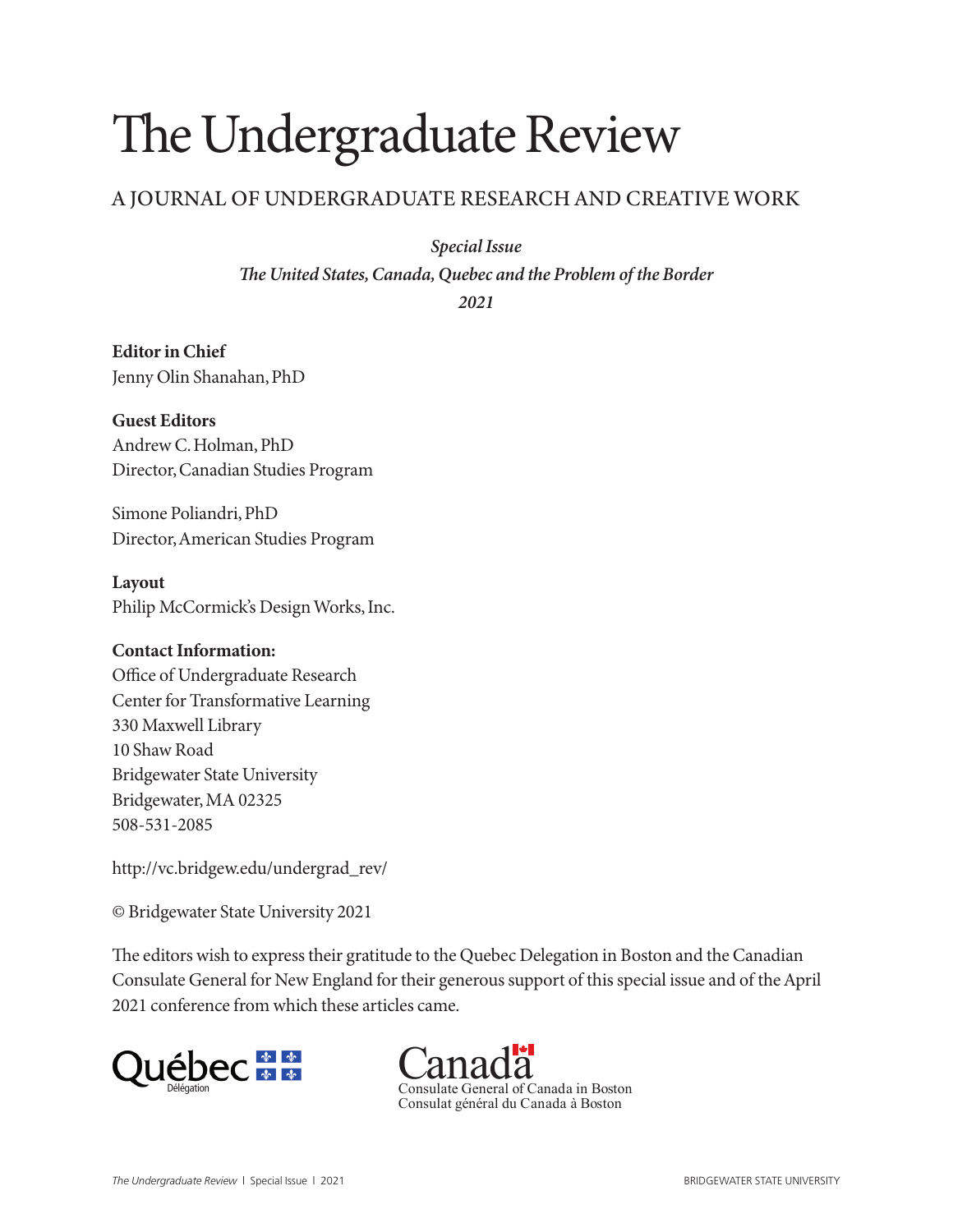# The Undergraduate Review

## A JOURNAL OF UNDERGRADUATE RESEARCH AND CREATIVE WORK

***Special Issue***
***The United States, Canada, Quebec and the Problem of the Border***
***2021***

**Editor in Chief**
Jenny Olin Shanahan, PhD

**Guest Editors**
Andrew C. Holman, PhD
Director, Canadian Studies Program

Simone Poliandri, PhD
Director, American Studies Program

**Layout**
Philip McCormick's Design Works, Inc.

**Contact Information:**
Office of Undergraduate Research
Center for Transformative Learning
330 Maxwell Library
10 Shaw Road
Bridgewater State University
Bridgewater, MA 02325
508-531-2085

http://vc.bridgew.edu/undergrad_rev/

© Bridgewater State University 2021

The editors wish to express their gratitude to the Quebec Delegation in Boston and the Canadian Consulate General for New England for their generous support of this special issue and of the April 2021 conference from which these articles came.

Québec Délégation

Canada
Consulate General of Canada in Boston
Consulat général du Canada à Boston